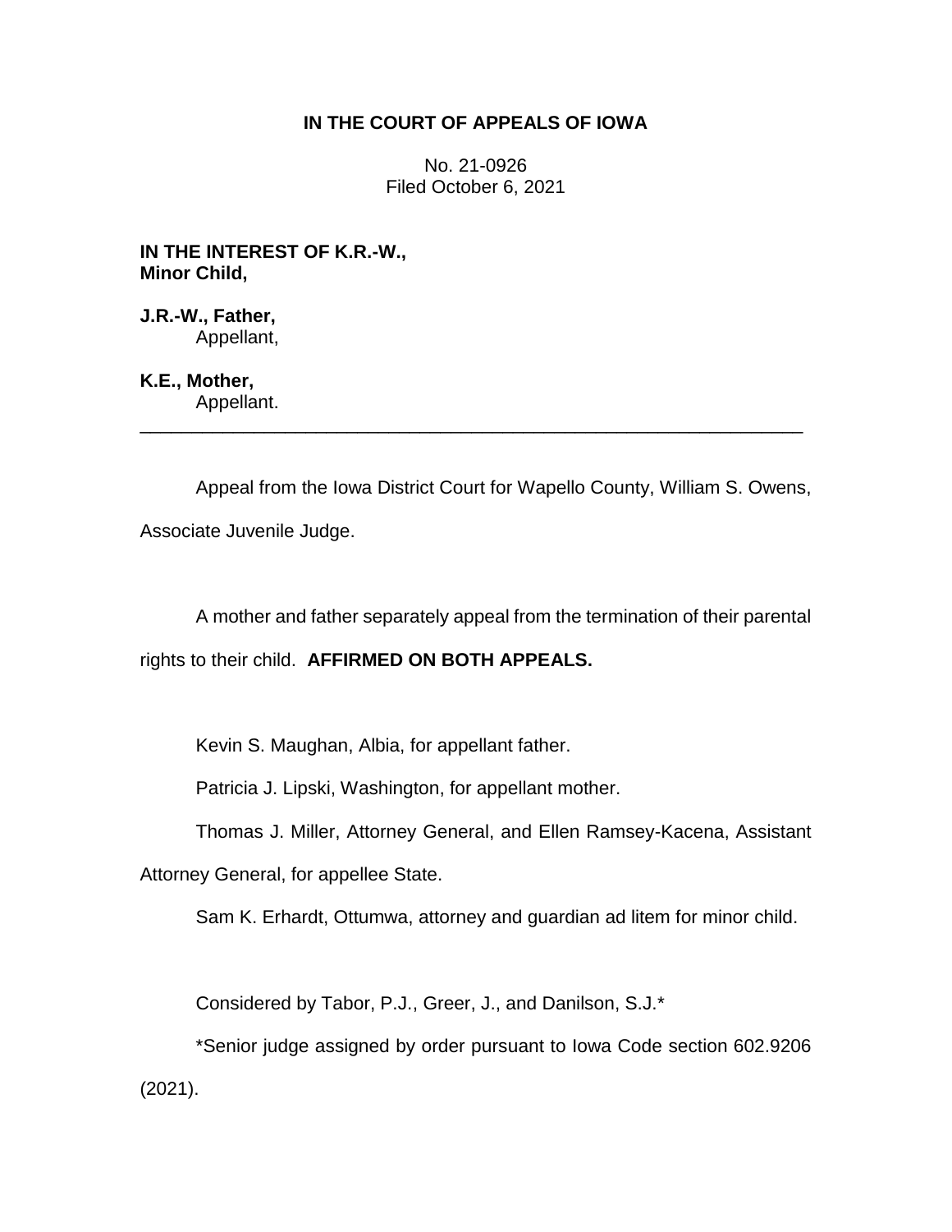**IN THE COURT OF APPEALS OF IOWA**

No. 21-0926
Filed October 6, 2021

**IN THE INTEREST OF K.R.-W., Minor Child,**

**J.R.-W., Father,**
Appellant,

**K.E., Mother,**
Appellant.

---

Appeal from the Iowa District Court for Wapello County, William S. Owens, Associate Juvenile Judge.

A mother and father separately appeal from the termination of their parental rights to their child. **AFFIRMED ON BOTH APPEALS.**

Kevin S. Maughan, Albia, for appellant father.

Patricia J. Lipski, Washington, for appellant mother.

Thomas J. Miller, Attorney General, and Ellen Ramsey-Kacena, Assistant Attorney General, for appellee State.

Sam K. Erhardt, Ottumwa, attorney and guardian ad litem for minor child.

Considered by Tabor, P.J., Greer, J., and Danilson, S.J.*

*Senior judge assigned by order pursuant to Iowa Code section 602.9206 (2021).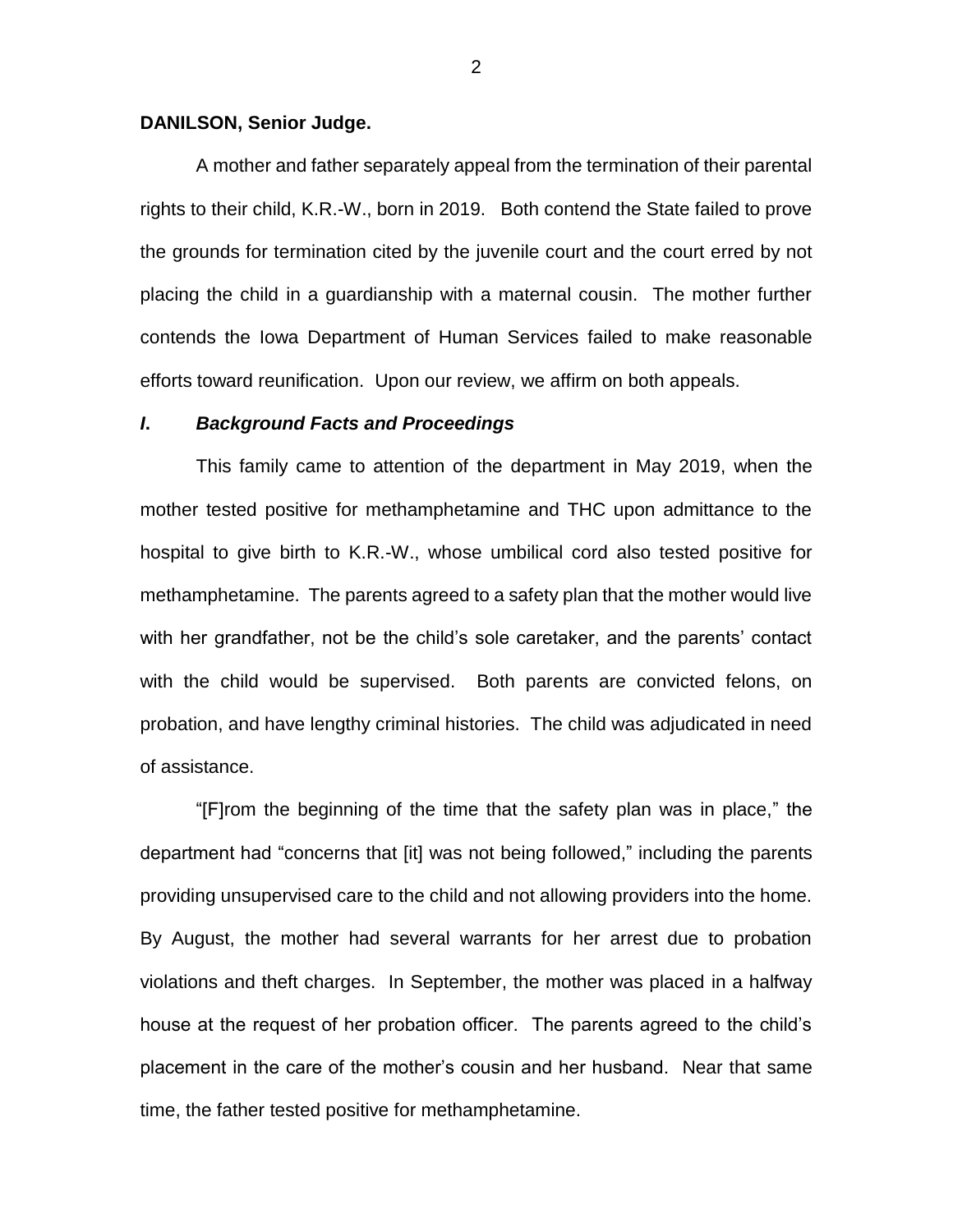**DANILSON, Senior Judge.**

A mother and father separately appeal from the termination of their parental rights to their child, K.R.-W., born in 2019. Both contend the State failed to prove the grounds for termination cited by the juvenile court and the court erred by not placing the child in a guardianship with a maternal cousin. The mother further contends the Iowa Department of Human Services failed to make reasonable efforts toward reunification. Upon our review, we affirm on both appeals.

## ***I. Background Facts and Proceedings***

This family came to attention of the department in May 2019, when the mother tested positive for methamphetamine and THC upon admittance to the hospital to give birth to K.R.-W., whose umbilical cord also tested positive for methamphetamine. The parents agreed to a safety plan that the mother would live with her grandfather, not be the child's sole caretaker, and the parents' contact with the child would be supervised. Both parents are convicted felons, on probation, and have lengthy criminal histories. The child was adjudicated in need of assistance.

"[F]rom the beginning of the time that the safety plan was in place," the department had "concerns that [it] was not being followed," including the parents providing unsupervised care to the child and not allowing providers into the home. By August, the mother had several warrants for her arrest due to probation violations and theft charges. In September, the mother was placed in a halfway house at the request of her probation officer. The parents agreed to the child's placement in the care of the mother's cousin and her husband. Near that same time, the father tested positive for methamphetamine.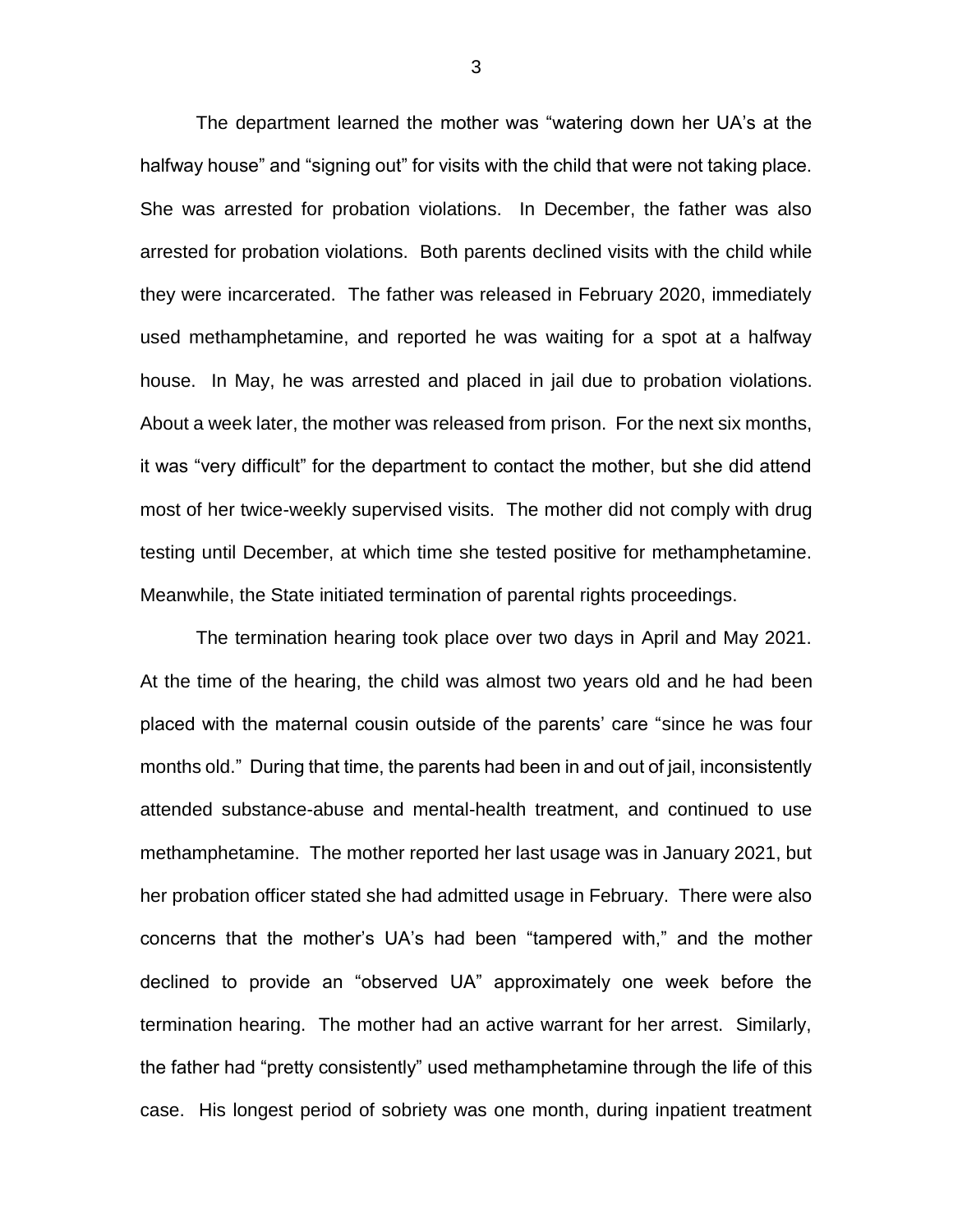The department learned the mother was "watering down her UA's at the halfway house" and "signing out" for visits with the child that were not taking place. She was arrested for probation violations. In December, the father was also arrested for probation violations. Both parents declined visits with the child while they were incarcerated. The father was released in February 2020, immediately used methamphetamine, and reported he was waiting for a spot at a halfway house. In May, he was arrested and placed in jail due to probation violations. About a week later, the mother was released from prison. For the next six months, it was "very difficult" for the department to contact the mother, but she did attend most of her twice-weekly supervised visits. The mother did not comply with drug testing until December, at which time she tested positive for methamphetamine. Meanwhile, the State initiated termination of parental rights proceedings.

The termination hearing took place over two days in April and May 2021. At the time of the hearing, the child was almost two years old and he had been placed with the maternal cousin outside of the parents' care "since he was four months old." During that time, the parents had been in and out of jail, inconsistently attended substance-abuse and mental-health treatment, and continued to use methamphetamine. The mother reported her last usage was in January 2021, but her probation officer stated she had admitted usage in February. There were also concerns that the mother's UA's had been "tampered with," and the mother declined to provide an "observed UA" approximately one week before the termination hearing. The mother had an active warrant for her arrest. Similarly, the father had "pretty consistently" used methamphetamine through the life of this case. His longest period of sobriety was one month, during inpatient treatment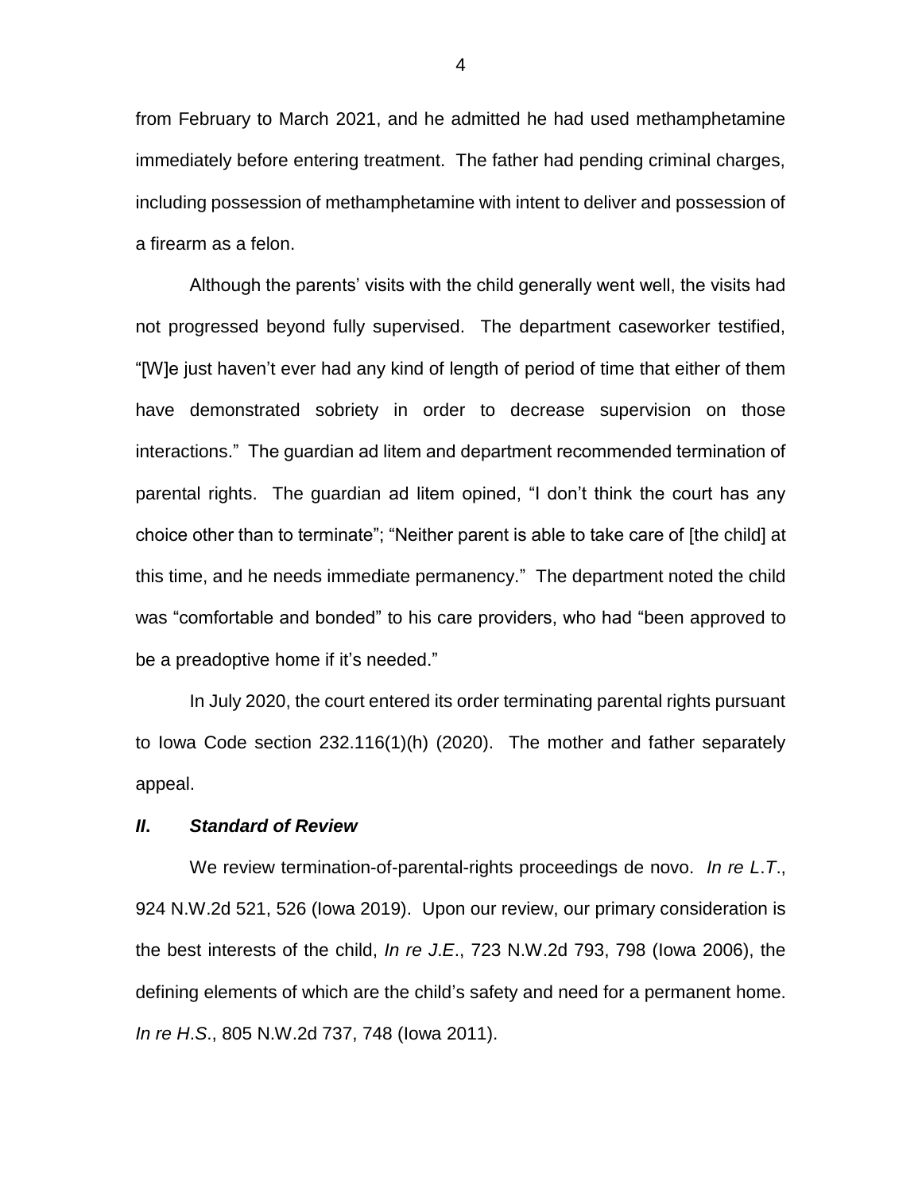from February to March 2021, and he admitted he had used methamphetamine immediately before entering treatment. The father had pending criminal charges, including possession of methamphetamine with intent to deliver and possession of a firearm as a felon.

Although the parents' visits with the child generally went well, the visits had not progressed beyond fully supervised. The department caseworker testified, "[W]e just haven't ever had any kind of length of period of time that either of them have demonstrated sobriety in order to decrease supervision on those interactions." The guardian ad litem and department recommended termination of parental rights. The guardian ad litem opined, "I don't think the court has any choice other than to terminate"; "Neither parent is able to take care of [the child] at this time, and he needs immediate permanency." The department noted the child was "comfortable and bonded" to his care providers, who had "been approved to be a preadoptive home if it's needed."

In July 2020, the court entered its order terminating parental rights pursuant to Iowa Code section 232.116(1)(h) (2020). The mother and father separately appeal.

## *II. Standard of Review*

We review termination-of-parental-rights proceedings de novo. *In re L.T.*, 924 N.W.2d 521, 526 (Iowa 2019). Upon our review, our primary consideration is the best interests of the child, *In re J.E.*, 723 N.W.2d 793, 798 (Iowa 2006), the defining elements of which are the child's safety and need for a permanent home. *In re H.S.*, 805 N.W.2d 737, 748 (Iowa 2011).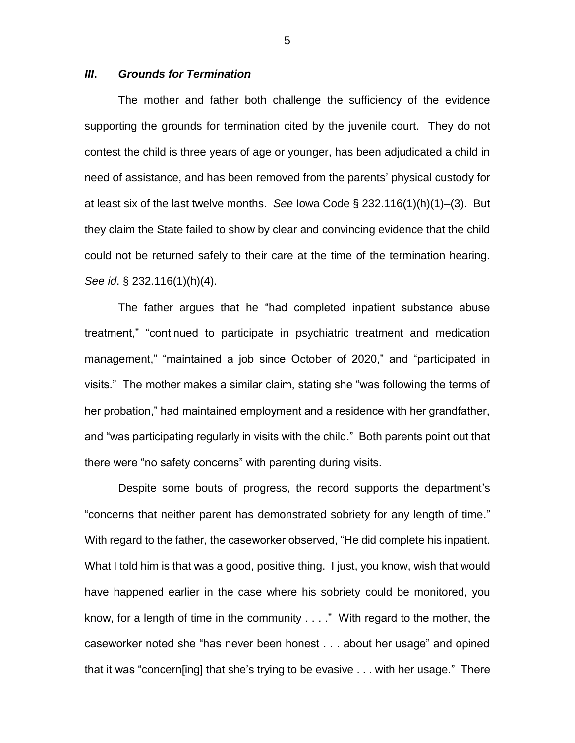### ***III***. ***Grounds for Termination***

The mother and father both challenge the sufficiency of the evidence supporting the grounds for termination cited by the juvenile court. They do not contest the child is three years of age or younger, has been adjudicated a child in need of assistance, and has been removed from the parents' physical custody for at least six of the last twelve months. *See* Iowa Code § 232.116(1)(h)(1)–(3). But they claim the State failed to show by clear and convincing evidence that the child could not be returned safely to their care at the time of the termination hearing. *See id*. § 232.116(1)(h)(4).

The father argues that he "had completed inpatient substance abuse treatment," "continued to participate in psychiatric treatment and medication management," "maintained a job since October of 2020," and "participated in visits." The mother makes a similar claim, stating she "was following the terms of her probation," had maintained employment and a residence with her grandfather, and "was participating regularly in visits with the child." Both parents point out that there were "no safety concerns" with parenting during visits.

Despite some bouts of progress, the record supports the department's "concerns that neither parent has demonstrated sobriety for any length of time." With regard to the father, the caseworker observed, "He did complete his inpatient. What I told him is that was a good, positive thing. I just, you know, wish that would have happened earlier in the case where his sobriety could be monitored, you know, for a length of time in the community . . . ." With regard to the mother, the caseworker noted she "has never been honest . . . about her usage" and opined that it was "concern[ing] that she's trying to be evasive . . . with her usage." There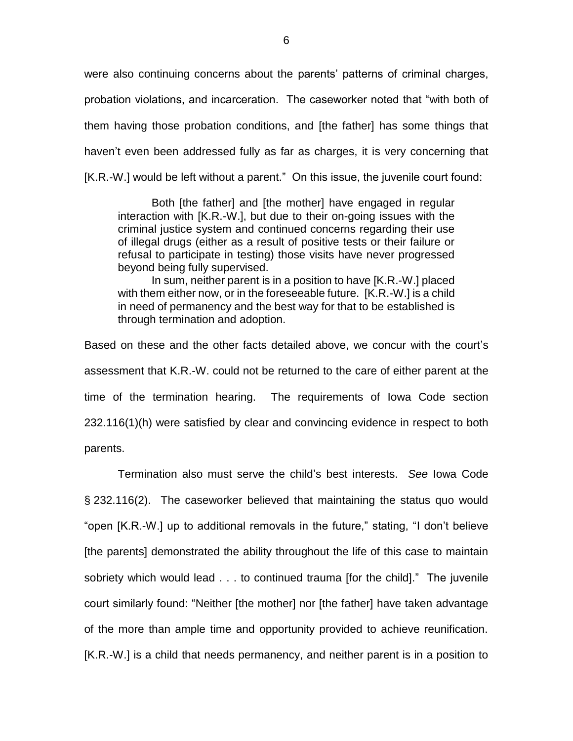were also continuing concerns about the parents' patterns of criminal charges, probation violations, and incarceration. The caseworker noted that "with both of them having those probation conditions, and [the father] has some things that haven't even been addressed fully as far as charges, it is very concerning that [K.R.-W.] would be left without a parent." On this issue, the juvenile court found:

> Both [the father] and [the mother] have engaged in regular interaction with [K.R.-W.], but due to their on-going issues with the criminal justice system and continued concerns regarding their use of illegal drugs (either as a result of positive tests or their failure or refusal to participate in testing) those visits have never progressed beyond being fully supervised.
>
> In sum, neither parent is in a position to have [K.R.-W.] placed with them either now, or in the foreseeable future. [K.R.-W.] is a child in need of permanency and the best way for that to be established is through termination and adoption.

Based on these and the other facts detailed above, we concur with the court's assessment that K.R.-W. could not be returned to the care of either parent at the time of the termination hearing. The requirements of Iowa Code section 232.116(1)(h) were satisfied by clear and convincing evidence in respect to both parents.

Termination also must serve the child's best interests. *See* Iowa Code § 232.116(2). The caseworker believed that maintaining the status quo would "open [K.R.-W.] up to additional removals in the future," stating, "I don't believe [the parents] demonstrated the ability throughout the life of this case to maintain sobriety which would lead . . . to continued trauma [for the child]." The juvenile court similarly found: "Neither [the mother] nor [the father] have taken advantage of the more than ample time and opportunity provided to achieve reunification. [K.R.-W.] is a child that needs permanency, and neither parent is in a position to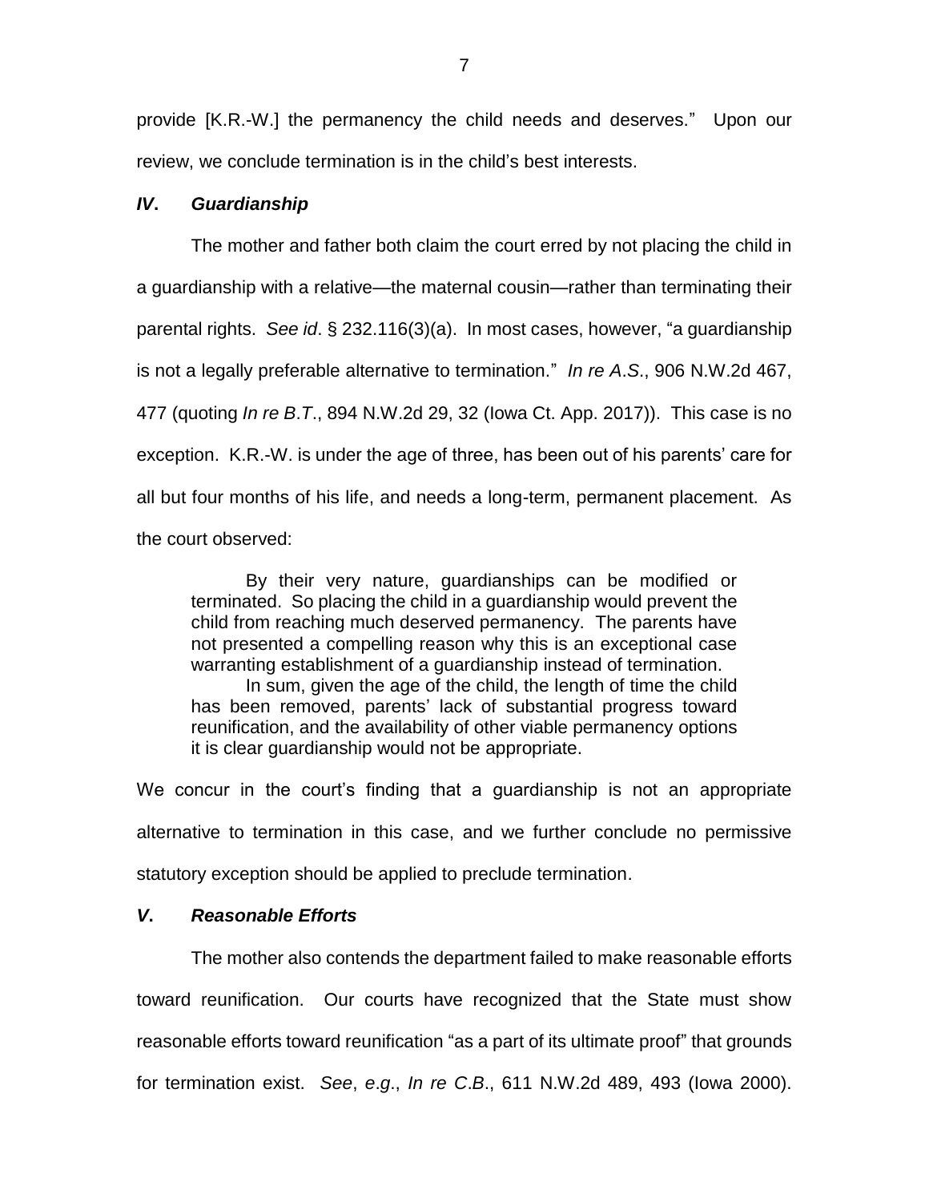provide [K.R.-W.] the permanency the child needs and deserves." Upon our review, we conclude termination is in the child's best interests.

### *IV. Guardianship*

The mother and father both claim the court erred by not placing the child in a guardianship with a relative—the maternal cousin—rather than terminating their parental rights. *See id*. § 232.116(3)(a). In most cases, however, "a guardianship is not a legally preferable alternative to termination." *In re A.S*., 906 N.W.2d 467, 477 (quoting *In re B.T*., 894 N.W.2d 29, 32 (Iowa Ct. App. 2017)). This case is no exception. K.R.-W. is under the age of three, has been out of his parents' care for all but four months of his life, and needs a long-term, permanent placement. As the court observed:

> By their very nature, guardianships can be modified or terminated. So placing the child in a guardianship would prevent the child from reaching much deserved permanency. The parents have not presented a compelling reason why this is an exceptional case warranting establishment of a guardianship instead of termination.
>
> In sum, given the age of the child, the length of time the child has been removed, parents' lack of substantial progress toward reunification, and the availability of other viable permanency options it is clear guardianship would not be appropriate.

We concur in the court's finding that a guardianship is not an appropriate alternative to termination in this case, and we further conclude no permissive statutory exception should be applied to preclude termination.

### *V. Reasonable Efforts*

The mother also contends the department failed to make reasonable efforts toward reunification. Our courts have recognized that the State must show reasonable efforts toward reunification "as a part of its ultimate proof" that grounds for termination exist. *See*, *e.g*., *In re C.B*., 611 N.W.2d 489, 493 (Iowa 2000).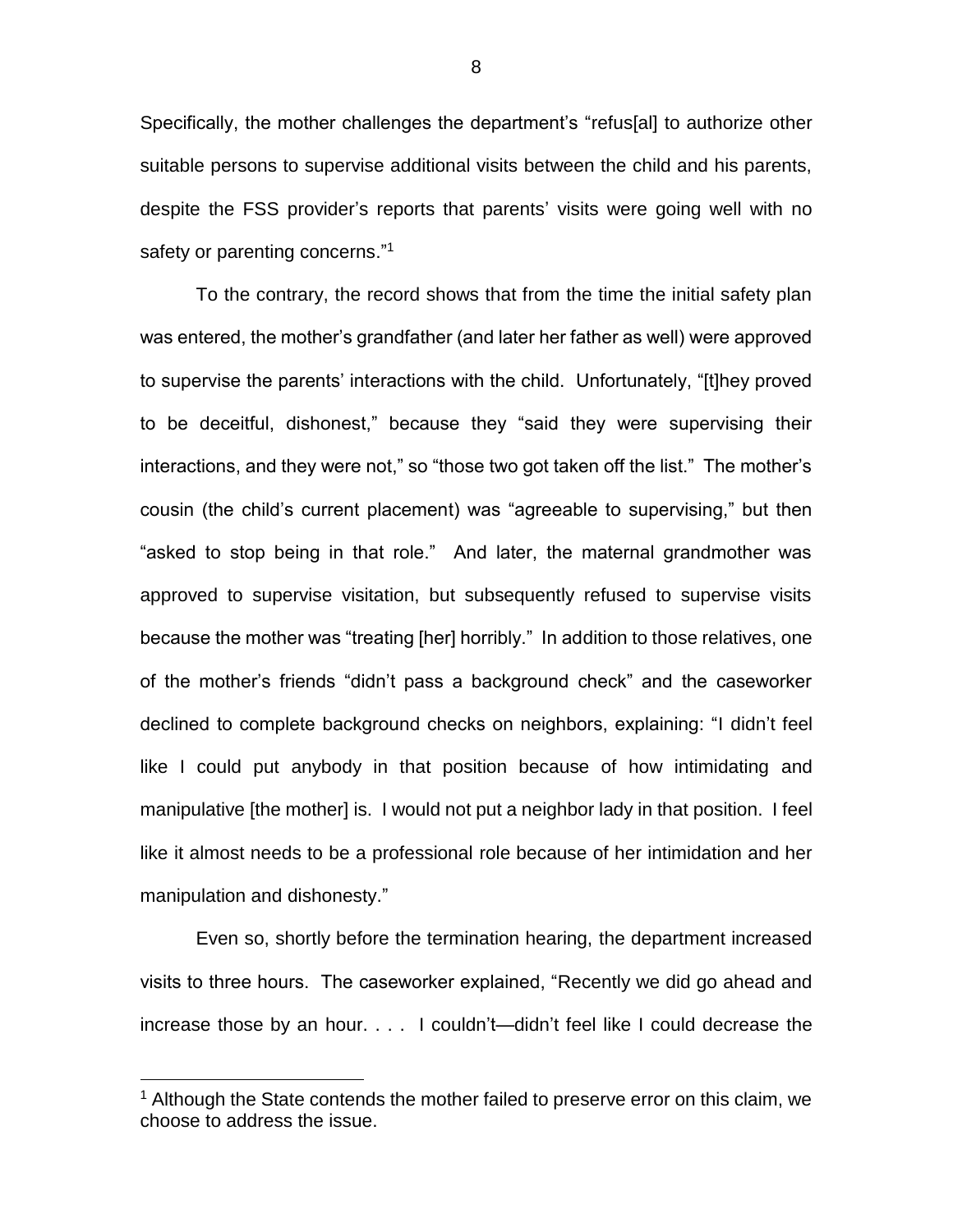Specifically, the mother challenges the department's "refus[al] to authorize other suitable persons to supervise additional visits between the child and his parents, despite the FSS provider's reports that parents' visits were going well with no safety or parenting concerns."[1]

To the contrary, the record shows that from the time the initial safety plan was entered, the mother's grandfather (and later her father as well) were approved to supervise the parents' interactions with the child. Unfortunately, "[t]hey proved to be deceitful, dishonest," because they "said they were supervising their interactions, and they were not," so "those two got taken off the list." The mother's cousin (the child's current placement) was "agreeable to supervising," but then "asked to stop being in that role." And later, the maternal grandmother was approved to supervise visitation, but subsequently refused to supervise visits because the mother was "treating [her] horribly." In addition to those relatives, one of the mother's friends "didn't pass a background check" and the caseworker declined to complete background checks on neighbors, explaining: "I didn't feel like I could put anybody in that position because of how intimidating and manipulative [the mother] is. I would not put a neighbor lady in that position. I feel like it almost needs to be a professional role because of her intimidation and her manipulation and dishonesty."

Even so, shortly before the termination hearing, the department increased visits to three hours. The caseworker explained, "Recently we did go ahead and increase those by an hour. . . . I couldn't—didn't feel like I could decrease the

---

[1] Although the State contends the mother failed to preserve error on this claim, we choose to address the issue.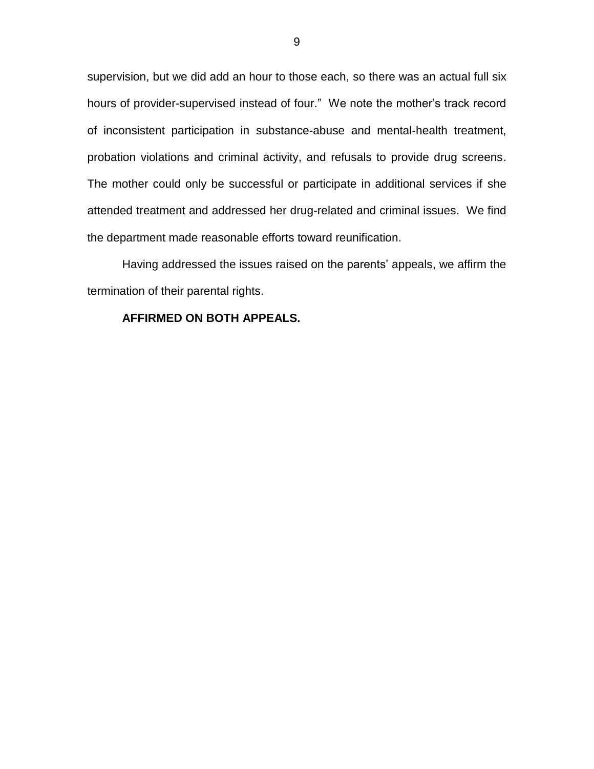supervision, but we did add an hour to those each, so there was an actual full six hours of provider-supervised instead of four." We note the mother's track record of inconsistent participation in substance-abuse and mental-health treatment, probation violations and criminal activity, and refusals to provide drug screens. The mother could only be successful or participate in additional services if she attended treatment and addressed her drug-related and criminal issues. We find the department made reasonable efforts toward reunification.

Having addressed the issues raised on the parents' appeals, we affirm the termination of their parental rights.

**AFFIRMED ON BOTH APPEALS.**